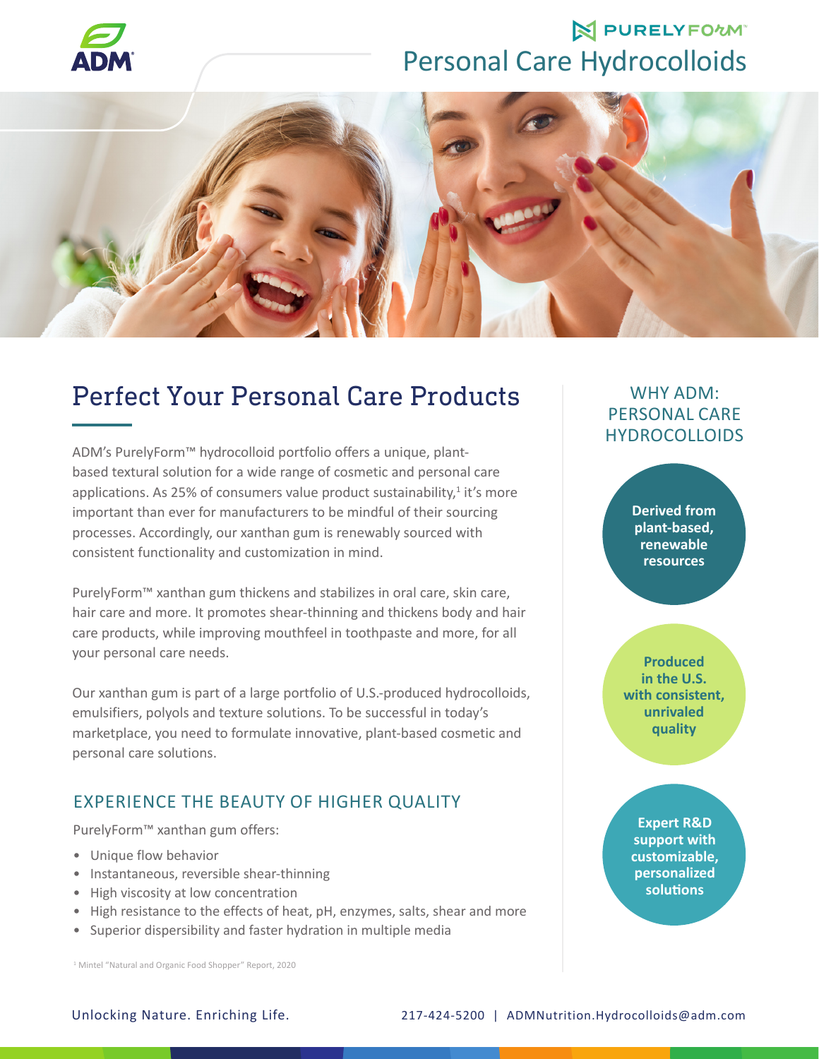ADM

PURELYFORM™

# Personal Care Hydrocolloids

## Perfect Your Personal Care Products

ADM's PurelyForm™ hydrocolloid portfolio offers a unique, plant-based textural solution for a wide range of cosmetic and personal care applications. As 25% of consumers value product sustainability,[1] it's more important than ever for manufacturers to be mindful of their sourcing processes. Accordingly, our xanthan gum is renewably sourced with consistent functionality and customization in mind.

PurelyForm™ xanthan gum thickens and stabilizes in oral care, skin care, hair care and more. It promotes shear-thinning and thickens body and hair care products, while improving mouthfeel in toothpaste and more, for all your personal care needs.

Our xanthan gum is part of a large portfolio of U.S.-produced hydrocolloids, emulsifiers, polyols and texture solutions. To be successful in today's marketplace, you need to formulate innovative, plant-based cosmetic and personal care solutions.

### EXPERIENCE THE BEAUTY OF HIGHER QUALITY

PurelyForm™ xanthan gum offers:

- Unique flow behavior
- Instantaneous, reversible shear-thinning
- High viscosity at low concentration
- High resistance to the effects of heat, pH, enzymes, salts, shear and more
- Superior dispersibility and faster hydration in multiple media

[1] Mintel "Natural and Organic Food Shopper" Report, 2020

### WHY ADM: PERSONAL CARE HYDROCOLLOIDS

**Derived from plant-based, renewable resources**

**Produced in the U.S. with consistent, unrivaled quality**

**Expert R&D support with customizable, personalized solutions**

Unlocking Nature. Enriching Life.

217-424-5200 | ADMNutrition.Hydrocolloids@adm.com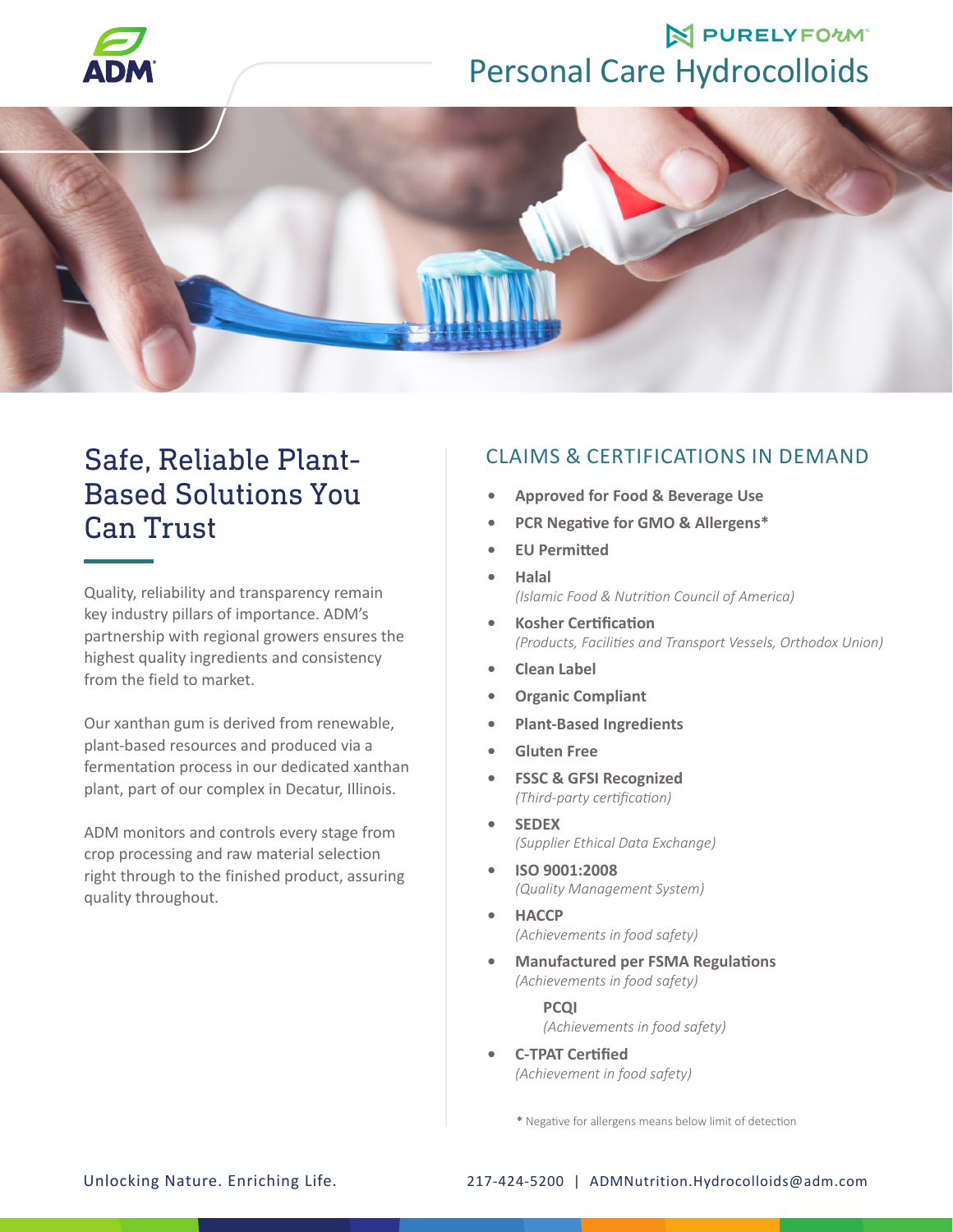PURELYFORM™

# Personal Care Hydrocolloids

## Safe, Reliable Plant-Based Solutions You Can Trust

Quality, reliability and transparency remain key industry pillars of importance. ADM's partnership with regional growers ensures the highest quality ingredients and consistency from the field to market.

Our xanthan gum is derived from renewable, plant-based resources and produced via a fermentation process in our dedicated xanthan plant, part of our complex in Decatur, Illinois.

ADM monitors and controls every stage from crop processing and raw material selection right through to the finished product, assuring quality throughout.

## CLAIMS & CERTIFICATIONS IN DEMAND

- **Approved for Food & Beverage Use**
- **PCR Negative for GMO & Allergens***
- **EU Permitted**
- **Halal**
  *(Islamic Food & Nutrition Council of America)*
- **Kosher Certification**
  *(Products, Facilities and Transport Vessels, Orthodox Union)*
- **Clean Label**
- **Organic Compliant**
- **Plant-Based Ingredients**
- **Gluten Free**
- **FSSC & GFSI Recognized**
  *(Third-party certification)*
- **SEDEX**
  *(Supplier Ethical Data Exchange)*
- **ISO 9001:2008**
  *(Quality Management System)*
- **HACCP**
  *(Achievements in food safety)*
- **Manufactured per FSMA Regulations**
  *(Achievements in food safety)*

  **PCQI**
  *(Achievements in food safety)*
- **C-TPAT Certified**
  *(Achievement in food safety)*

\* Negative for allergens means below limit of detection

Unlocking Nature. Enriching Life.

217-424-5200 | ADMNutrition.Hydrocolloids@adm.com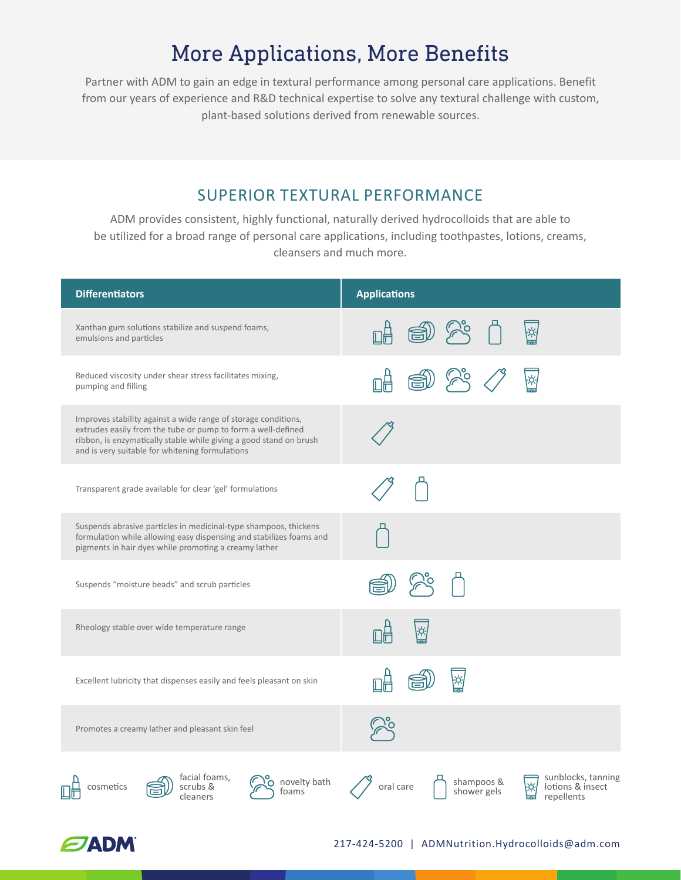# More Applications, More Benefits

Partner with ADM to gain an edge in textural performance among personal care applications. Benefit from our years of experience and R&D technical expertise to solve any textural challenge with custom, plant-based solutions derived from renewable sources.

## SUPERIOR TEXTURAL PERFORMANCE

ADM provides consistent, highly functional, naturally derived hydrocolloids that are able to be utilized for a broad range of personal care applications, including toothpastes, lotions, creams, cleansers and much more.

| Differentiators | Applications |
|---|---|
| Xanthan gum solutions stabilize and suspend foams, emulsions and particles | cosmetics; facial foams, scrubs & cleaners; novelty bath foams; shampoos & shower gels; sunblocks, tanning lotions & insect repellents |
| Reduced viscosity under shear stress facilitates mixing, pumping and filling | cosmetics; facial foams, scrubs & cleaners; novelty bath foams; oral care; sunblocks, tanning lotions & insect repellents |
| Improves stability against a wide range of storage conditions, extrudes easily from the tube or pump to form a well-defined ribbon, is enzymatically stable while giving a good stand on brush and is very suitable for whitening formulations | oral care |
| Transparent grade available for clear 'gel' formulations | oral care; shampoos & shower gels |
| Suspends abrasive particles in medicinal-type shampoos, thickens formulation while allowing easy dispensing and stabilizes foams and pigments in hair dyes while promoting a creamy lather | shampoos & shower gels |
| Suspends "moisture beads" and scrub particles | facial foams, scrubs & cleaners; novelty bath foams; shampoos & shower gels |
| Rheology stable over wide temperature range | cosmetics; sunblocks, tanning lotions & insect repellents |
| Excellent lubricity that dispenses easily and feels pleasant on skin | cosmetics; facial foams, scrubs & cleaners; sunblocks, tanning lotions & insect repellents |
| Promotes a creamy lather and pleasant skin feel | novelty bath foams |

cosmetics | facial foams, scrubs & cleaners | novelty bath foams | oral care | shampoos & shower gels | sunblocks, tanning lotions & insect repellents

ADM

217-424-5200 | ADMNutrition.Hydrocolloids@adm.com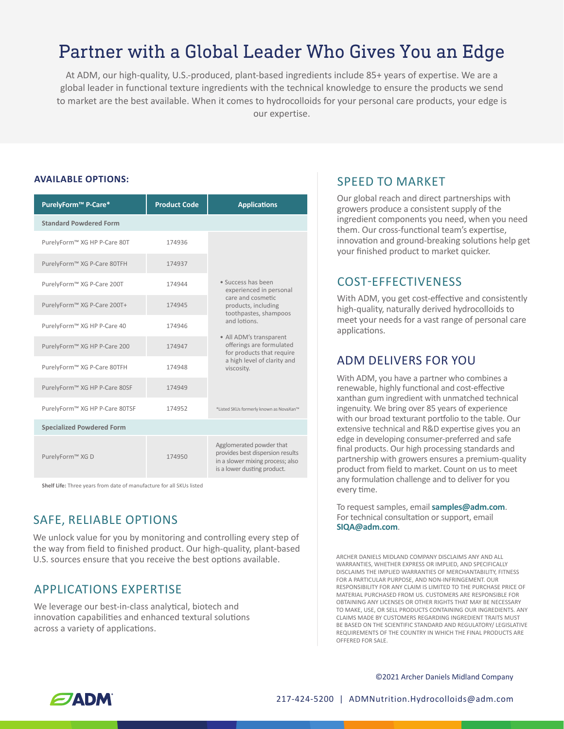# Partner with a Global Leader Who Gives You an Edge

At ADM, our high-quality, U.S.-produced, plant-based ingredients include 85+ years of expertise. We are a global leader in functional texture ingredients with the technical knowledge to ensure the products we send to market are the best available. When it comes to hydrocolloids for your personal care products, your edge is our expertise.

**AVAILABLE OPTIONS:**

| PurelyForm™ P-Care* | Product Code | Applications |
|---|---|---|
| **Standard Powdered Form** | | |
| PurelyForm™ XG HP P-Care 80T | 174936 | • Success has been experienced in personal care and cosmetic products, including toothpastes, shampoos and lotions. • All ADM's transparent offerings are formulated for products that require a high level of clarity and viscosity. |
| PurelyForm™ XG P-Care 80TFH | 174937 | |
| PurelyForm™ XG P-Care 200T | 174944 | |
| PurelyForm™ XG P-Care 200T+ | 174945 | |
| PurelyForm™ XG HP P-Care 40 | 174946 | |
| PurelyForm™ XG HP P-Care 200 | 174947 | |
| PurelyForm™ XG P-Care 80TFH | 174948 | |
| PurelyForm™ XG HP P-Care 80SF | 174949 | |
| PurelyForm™ XG HP P-Care 80TSF | 174952 | *Listed SKUs formerly known as NovaXan™ |
| **Specialized Powdered Form** | | |
| PurelyForm™ XG D | 174950 | Agglomerated powder that provides best dispersion results in a slower mixing process; also is a lower dusting product. |

**Shelf Life:** Three years from date of manufacture for all SKUs listed

## SAFE, RELIABLE OPTIONS

We unlock value for you by monitoring and controlling every step of the way from field to finished product. Our high-quality, plant-based U.S. sources ensure that you receive the best options available.

## APPLICATIONS EXPERTISE

We leverage our best-in-class analytical, biotech and innovation capabilities and enhanced textural solutions across a variety of applications.

## SPEED TO MARKET

Our global reach and direct partnerships with growers produce a consistent supply of the ingredient components you need, when you need them. Our cross-functional team's expertise, innovation and ground-breaking solutions help get your finished product to market quicker.

## COST-EFFECTIVENESS

With ADM, you get cost-effective and consistently high-quality, naturally derived hydrocolloids to meet your needs for a vast range of personal care applications.

## ADM DELIVERS FOR YOU

With ADM, you have a partner who combines a renewable, highly functional and cost-effective xanthan gum ingredient with unmatched technical ingenuity. We bring over 85 years of experience with our broad texturant portfolio to the table. Our extensive technical and R&D expertise gives you an edge in developing consumer-preferred and safe final products. Our high processing standards and partnership with growers ensures a premium-quality product from field to market. Count on us to meet any formulation challenge and to deliver for you every time.

To request samples, email **samples@adm.com**.
For technical consultation or support, email **SIQA@adm.com**.

ARCHER DANIELS MIDLAND COMPANY DISCLAIMS ANY AND ALL WARRANTIES, WHETHER EXPRESS OR IMPLIED, AND SPECIFICALLY DISCLAIMS THE IMPLIED WARRANTIES OF MERCHANTABILITY, FITNESS FOR A PARTICULAR PURPOSE, AND NON-INFRINGEMENT. OUR RESPONSIBILITY FOR ANY CLAIM IS LIMITED TO THE PURCHASE PRICE OF MATERIAL PURCHASED FROM US. CUSTOMERS ARE RESPONSIBLE FOR OBTAINING ANY LICENSES OR OTHER RIGHTS THAT MAY BE NECESSARY TO MAKE, USE, OR SELL PRODUCTS CONTAINING OUR INGREDIENTS. ANY CLAIMS MADE BY CUSTOMERS REGARDING INGREDIENT TRAITS MUST BE BASED ON THE SCIENTIFIC STANDARD AND REGULATORY/ LEGISLATIVE REQUIREMENTS OF THE COUNTRY IN WHICH THE FINAL PRODUCTS ARE OFFERED FOR SALE.

©2021 Archer Daniels Midland Company

ADM

217-424-5200 | ADMNutrition.Hydrocolloids@adm.com